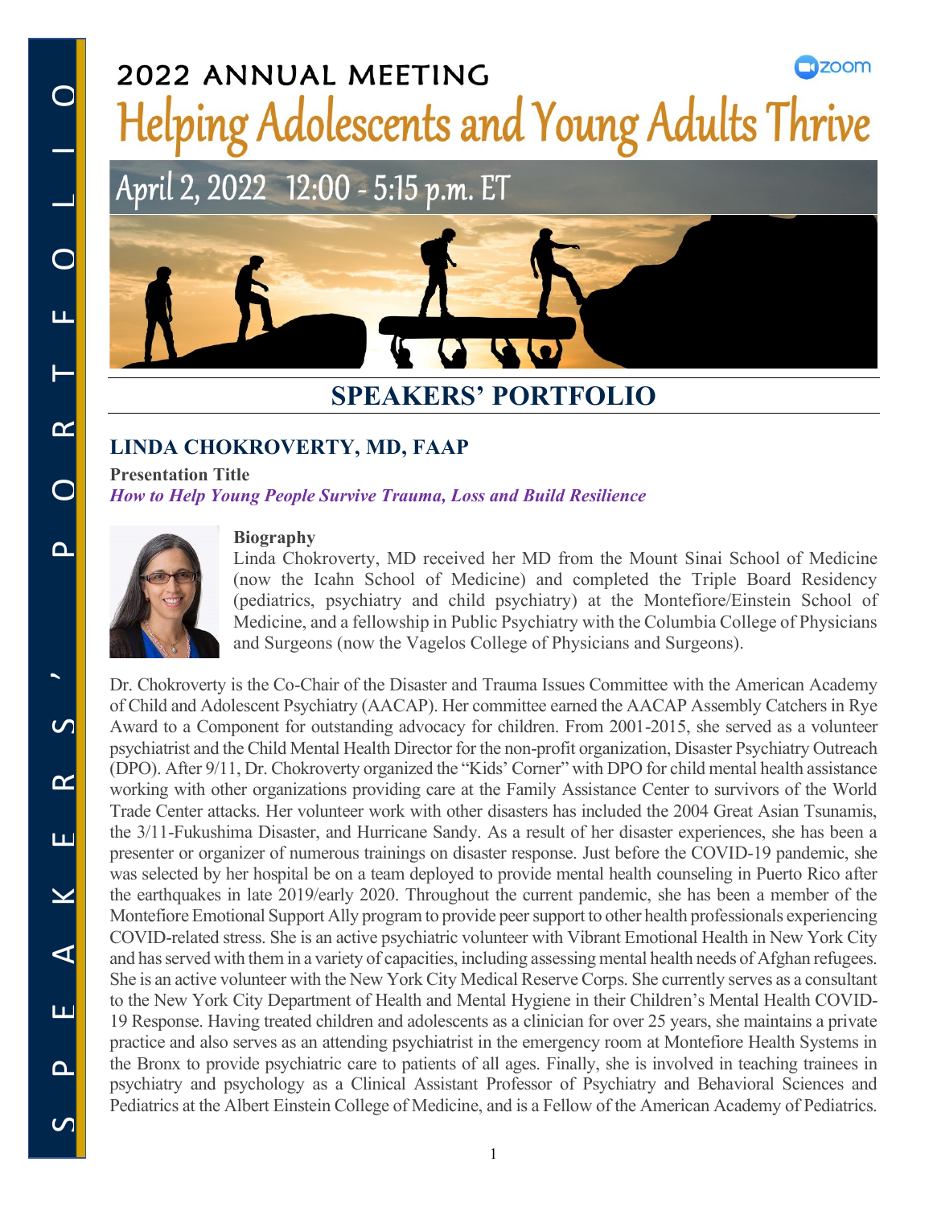2022 ANNUAL MEETING

# Helping Adolescents and Young Adults Thrive

April 2, 2022 12:00 - 5:15 p.m. ET

## SPEAKERS' PORTFOLIO

### LINDA CHOKROVERTY, MD, FAAP

**Presentation Title**

***How to Help Young People Survive Trauma, Loss and Build Resilience***

**Biography**

Linda Chokroverty, MD received her MD from the Mount Sinai School of Medicine (now the Icahn School of Medicine) and completed the Triple Board Residency (pediatrics, psychiatry and child psychiatry) at the Montefiore/Einstein School of Medicine, and a fellowship in Public Psychiatry with the Columbia College of Physicians and Surgeons (now the Vagelos College of Physicians and Surgeons).

Dr. Chokroverty is the Co-Chair of the Disaster and Trauma Issues Committee with the American Academy of Child and Adolescent Psychiatry (AACAP). Her committee earned the AACAP Assembly Catchers in Rye Award to a Component for outstanding advocacy for children. From 2001-2015, she served as a volunteer psychiatrist and the Child Mental Health Director for the non-profit organization, Disaster Psychiatry Outreach (DPO). After 9/11, Dr. Chokroverty organized the "Kids' Corner" with DPO for child mental health assistance working with other organizations providing care at the Family Assistance Center to survivors of the World Trade Center attacks. Her volunteer work with other disasters has included the 2004 Great Asian Tsunamis, the 3/11-Fukushima Disaster, and Hurricane Sandy. As a result of her disaster experiences, she has been a presenter or organizer of numerous trainings on disaster response. Just before the COVID-19 pandemic, she was selected by her hospital be on a team deployed to provide mental health counseling in Puerto Rico after the earthquakes in late 2019/early 2020. Throughout the current pandemic, she has been a member of the Montefiore Emotional Support Ally program to provide peer support to other health professionals experiencing COVID-related stress. She is an active psychiatric volunteer with Vibrant Emotional Health in New York City and has served with them in a variety of capacities, including assessing mental health needs of Afghan refugees. She is an active volunteer with the New York City Medical Reserve Corps. She currently serves as a consultant to the New York City Department of Health and Mental Hygiene in their Children's Mental Health COVID-19 Response. Having treated children and adolescents as a clinician for over 25 years, she maintains a private practice and also serves as an attending psychiatrist in the emergency room at Montefiore Health Systems in the Bronx to provide psychiatric care to patients of all ages. Finally, she is involved in teaching trainees in psychiatry and psychology as a Clinical Assistant Professor of Psychiatry and Behavioral Sciences and Pediatrics at the Albert Einstein College of Medicine, and is a Fellow of the American Academy of Pediatrics.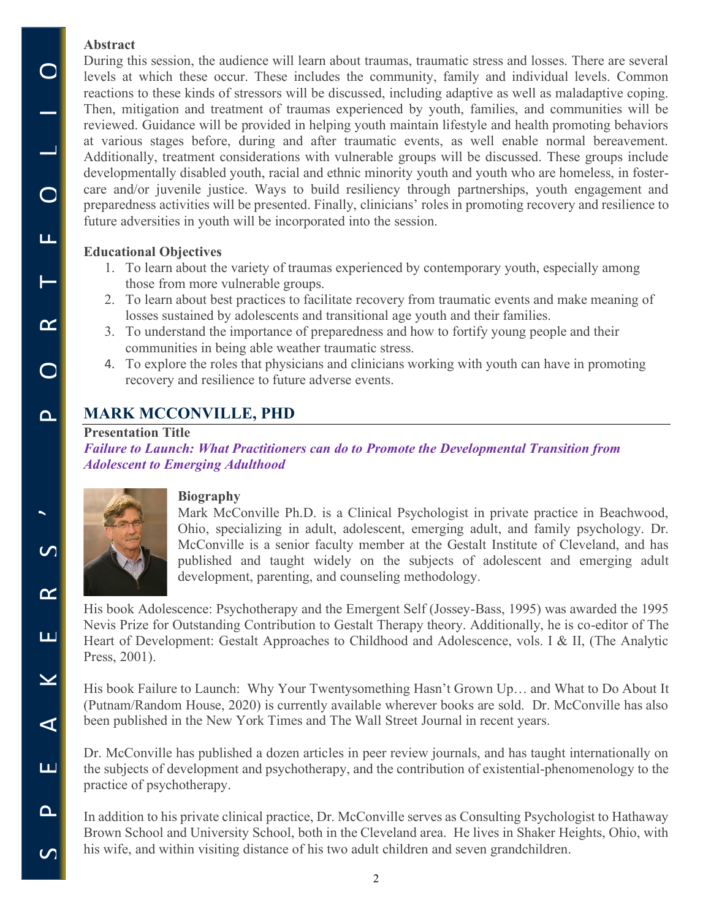**Abstract**

During this session, the audience will learn about traumas, traumatic stress and losses. There are several levels at which these occur. These includes the community, family and individual levels. Common reactions to these kinds of stressors will be discussed, including adaptive as well as maladaptive coping. Then, mitigation and treatment of traumas experienced by youth, families, and communities will be reviewed. Guidance will be provided in helping youth maintain lifestyle and health promoting behaviors at various stages before, during and after traumatic events, as well enable normal bereavement. Additionally, treatment considerations with vulnerable groups will be discussed. These groups include developmentally disabled youth, racial and ethnic minority youth and youth who are homeless, in foster-care and/or juvenile justice. Ways to build resiliency through partnerships, youth engagement and preparedness activities will be presented. Finally, clinicians' roles in promoting recovery and resilience to future adversities in youth will be incorporated into the session.

**Educational Objectives**

1. To learn about the variety of traumas experienced by contemporary youth, especially among those from more vulnerable groups.
2. To learn about best practices to facilitate recovery from traumatic events and make meaning of losses sustained by adolescents and transitional age youth and their families.
3. To understand the importance of preparedness and how to fortify young people and their communities in being able weather traumatic stress.
4. To explore the roles that physicians and clinicians working with youth can have in promoting recovery and resilience to future adverse events.

## MARK MCCONVILLE, PHD

**Presentation Title**

***Failure to Launch: What Practitioners can do to Promote the Developmental Transition from Adolescent to Emerging Adulthood***

**Biography**

Mark McConville Ph.D. is a Clinical Psychologist in private practice in Beachwood, Ohio, specializing in adult, adolescent, emerging adult, and family psychology. Dr. McConville is a senior faculty member at the Gestalt Institute of Cleveland, and has published and taught widely on the subjects of adolescent and emerging adult development, parenting, and counseling methodology.

His book Adolescence: Psychotherapy and the Emergent Self (Jossey-Bass, 1995) was awarded the 1995 Nevis Prize for Outstanding Contribution to Gestalt Therapy theory. Additionally, he is co-editor of The Heart of Development: Gestalt Approaches to Childhood and Adolescence, vols. I & II, (The Analytic Press, 2001).

His book Failure to Launch: Why Your Twentysomething Hasn't Grown Up… and What to Do About It (Putnam/Random House, 2020) is currently available wherever books are sold. Dr. McConville has also been published in the New York Times and The Wall Street Journal in recent years.

Dr. McConville has published a dozen articles in peer review journals, and has taught internationally on the subjects of development and psychotherapy, and the contribution of existential-phenomenology to the practice of psychotherapy.

In addition to his private clinical practice, Dr. McConville serves as Consulting Psychologist to Hathaway Brown School and University School, both in the Cleveland area. He lives in Shaker Heights, Ohio, with his wife, and within visiting distance of his two adult children and seven grandchildren.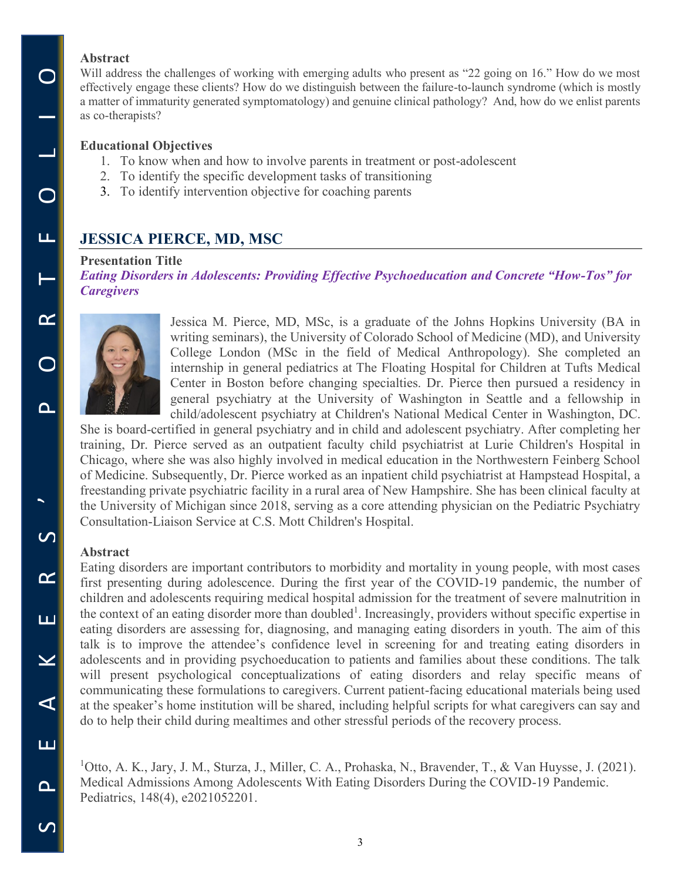**Abstract**

Will address the challenges of working with emerging adults who present as "22 going on 16." How do we most effectively engage these clients? How do we distinguish between the failure-to-launch syndrome (which is mostly a matter of immaturity generated symptomatology) and genuine clinical pathology? And, how do we enlist parents as co-therapists?

**Educational Objectives**

1. To know when and how to involve parents in treatment or post-adolescent
2. To identify the specific development tasks of transitioning
3. To identify intervention objective for coaching parents

## JESSICA PIERCE, MD, MSC

**Presentation Title**

***Eating Disorders in Adolescents: Providing Effective Psychoeducation and Concrete "How-Tos" for Caregivers***

Jessica M. Pierce, MD, MSc, is a graduate of the Johns Hopkins University (BA in writing seminars), the University of Colorado School of Medicine (MD), and University College London (MSc in the field of Medical Anthropology). She completed an internship in general pediatrics at The Floating Hospital for Children at Tufts Medical Center in Boston before changing specialties. Dr. Pierce then pursued a residency in general psychiatry at the University of Washington in Seattle and a fellowship in child/adolescent psychiatry at Children's National Medical Center in Washington, DC. She is board-certified in general psychiatry and in child and adolescent psychiatry. After completing her training, Dr. Pierce served as an outpatient faculty child psychiatrist at Lurie Children's Hospital in Chicago, where she was also highly involved in medical education in the Northwestern Feinberg School of Medicine. Subsequently, Dr. Pierce worked as an inpatient child psychiatrist at Hampstead Hospital, a freestanding private psychiatric facility in a rural area of New Hampshire. She has been clinical faculty at the University of Michigan since 2018, serving as a core attending physician on the Pediatric Psychiatry Consultation-Liaison Service at C.S. Mott Children's Hospital.

**Abstract**

Eating disorders are important contributors to morbidity and mortality in young people, with most cases first presenting during adolescence. During the first year of the COVID-19 pandemic, the number of children and adolescents requiring medical hospital admission for the treatment of severe malnutrition in the context of an eating disorder more than doubled[1]. Increasingly, providers without specific expertise in eating disorders are assessing for, diagnosing, and managing eating disorders in youth. The aim of this talk is to improve the attendee's confidence level in screening for and treating eating disorders in adolescents and in providing psychoeducation to patients and families about these conditions. The talk will present psychological conceptualizations of eating disorders and relay specific means of communicating these formulations to caregivers. Current patient-facing educational materials being used at the speaker's home institution will be shared, including helpful scripts for what caregivers can say and do to help their child during mealtimes and other stressful periods of the recovery process.

[1]Otto, A. K., Jary, J. M., Sturza, J., Miller, C. A., Prohaska, N., Bravender, T., & Van Huysse, J. (2021). Medical Admissions Among Adolescents With Eating Disorders During the COVID-19 Pandemic. Pediatrics, 148(4), e2021052201.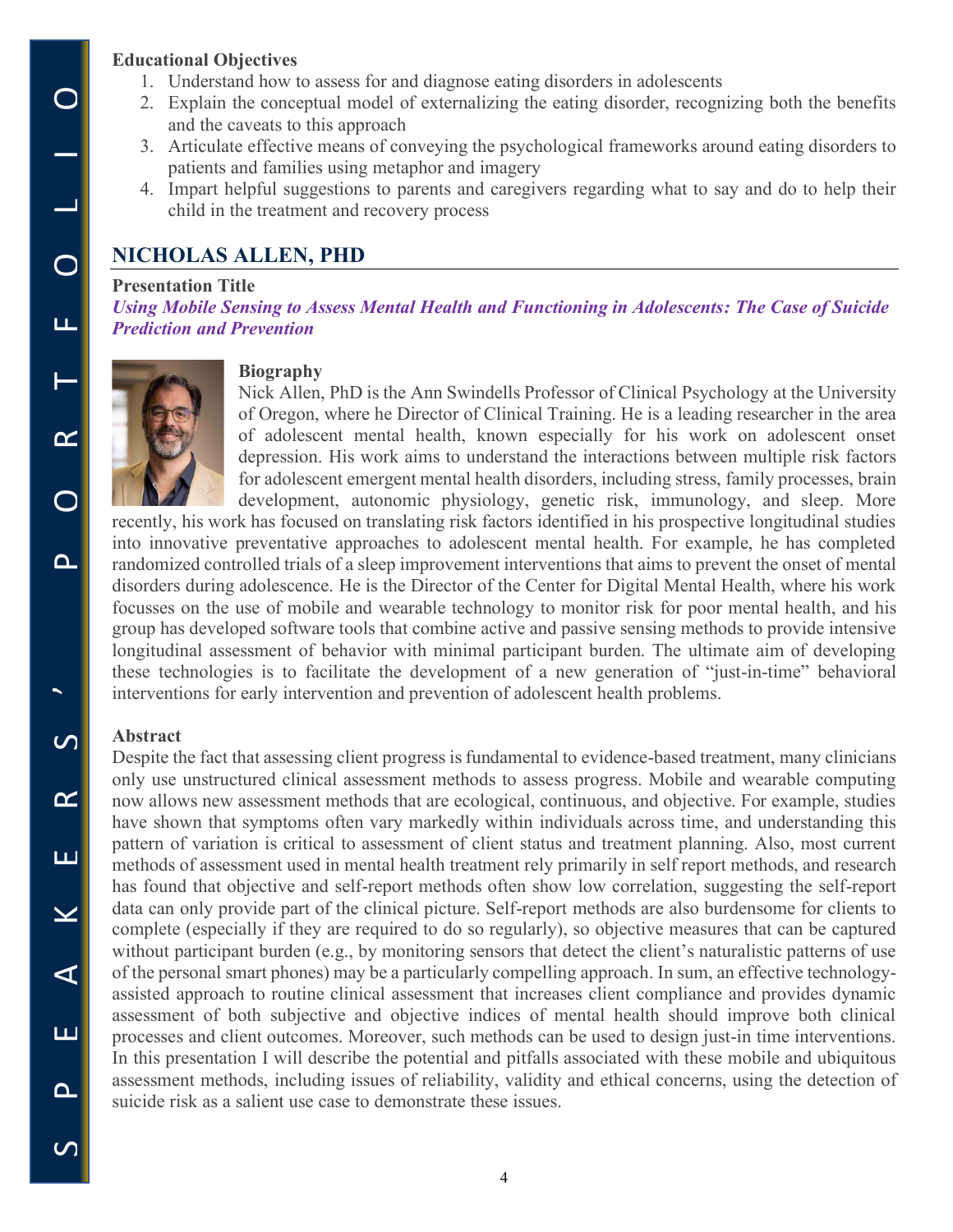**Educational Objectives**

1. Understand how to assess for and diagnose eating disorders in adolescents
2. Explain the conceptual model of externalizing the eating disorder, recognizing both the benefits and the caveats to this approach
3. Articulate effective means of conveying the psychological frameworks around eating disorders to patients and families using metaphor and imagery
4. Impart helpful suggestions to parents and caregivers regarding what to say and do to help their child in the treatment and recovery process

## NICHOLAS ALLEN, PHD

**Presentation Title**

***Using Mobile Sensing to Assess Mental Health and Functioning in Adolescents: The Case of Suicide Prediction and Prevention***

**Biography**

Nick Allen, PhD is the Ann Swindells Professor of Clinical Psychology at the University of Oregon, where he Director of Clinical Training. He is a leading researcher in the area of adolescent mental health, known especially for his work on adolescent onset depression. His work aims to understand the interactions between multiple risk factors for adolescent emergent mental health disorders, including stress, family processes, brain development, autonomic physiology, genetic risk, immunology, and sleep. More recently, his work has focused on translating risk factors identified in his prospective longitudinal studies into innovative preventative approaches to adolescent mental health. For example, he has completed randomized controlled trials of a sleep improvement interventions that aims to prevent the onset of mental disorders during adolescence. He is the Director of the Center for Digital Mental Health, where his work focusses on the use of mobile and wearable technology to monitor risk for poor mental health, and his group has developed software tools that combine active and passive sensing methods to provide intensive longitudinal assessment of behavior with minimal participant burden. The ultimate aim of developing these technologies is to facilitate the development of a new generation of "just-in-time" behavioral interventions for early intervention and prevention of adolescent health problems.

**Abstract**

Despite the fact that assessing client progress is fundamental to evidence-based treatment, many clinicians only use unstructured clinical assessment methods to assess progress. Mobile and wearable computing now allows new assessment methods that are ecological, continuous, and objective. For example, studies have shown that symptoms often vary markedly within individuals across time, and understanding this pattern of variation is critical to assessment of client status and treatment planning. Also, most current methods of assessment used in mental health treatment rely primarily in self report methods, and research has found that objective and self-report methods often show low correlation, suggesting the self-report data can only provide part of the clinical picture. Self-report methods are also burdensome for clients to complete (especially if they are required to do so regularly), so objective measures that can be captured without participant burden (e.g., by monitoring sensors that detect the client's naturalistic patterns of use of the personal smart phones) may be a particularly compelling approach. In sum, an effective technology-assisted approach to routine clinical assessment that increases client compliance and provides dynamic assessment of both subjective and objective indices of mental health should improve both clinical processes and client outcomes. Moreover, such methods can be used to design just-in time interventions. In this presentation I will describe the potential and pitfalls associated with these mobile and ubiquitous assessment methods, including issues of reliability, validity and ethical concerns, using the detection of suicide risk as a salient use case to demonstrate these issues.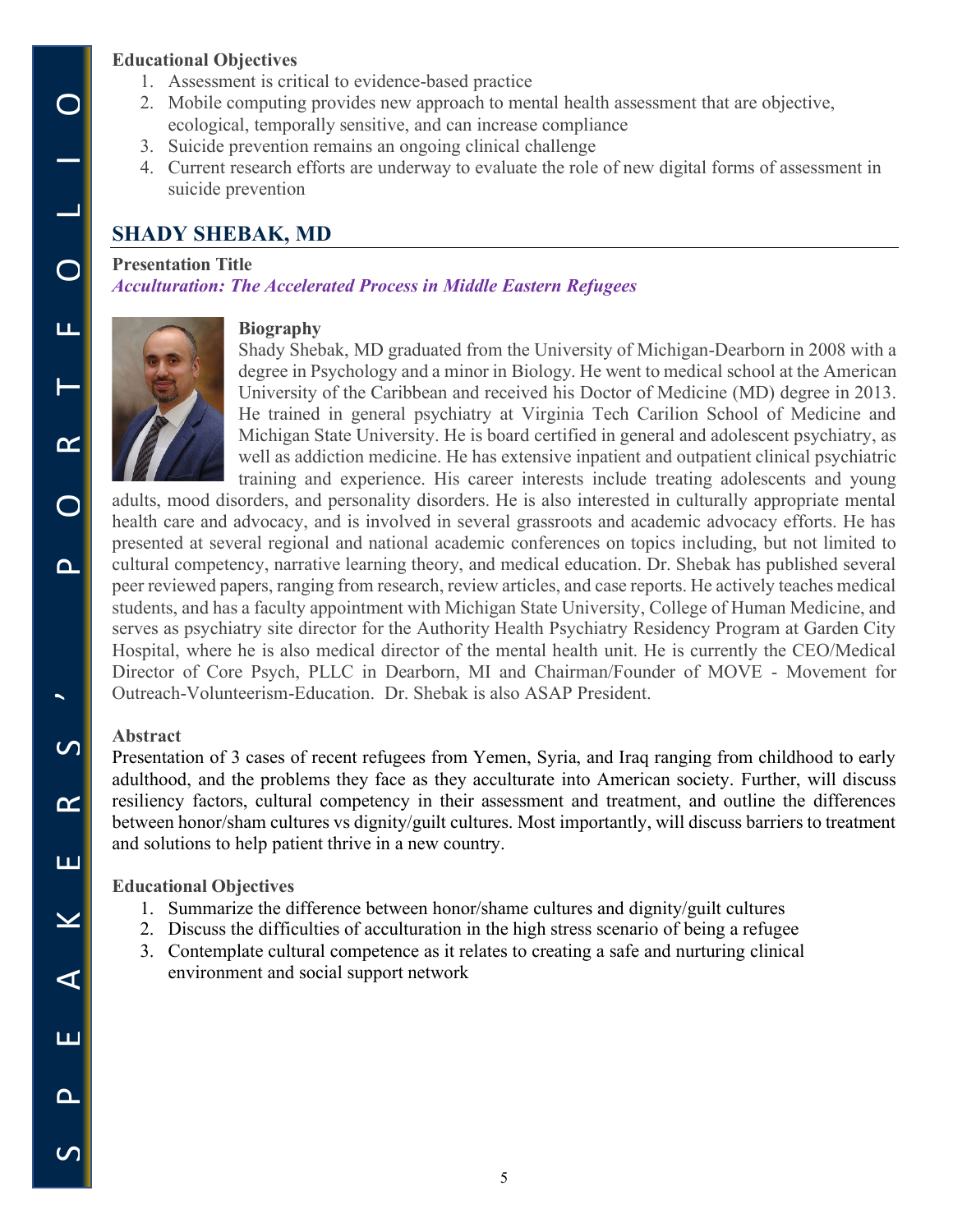**Educational Objectives**

1. Assessment is critical to evidence-based practice
2. Mobile computing provides new approach to mental health assessment that are objective, ecological, temporally sensitive, and can increase compliance
3. Suicide prevention remains an ongoing clinical challenge
4. Current research efforts are underway to evaluate the role of new digital forms of assessment in suicide prevention

## SHADY SHEBAK, MD

**Presentation Title**

***Acculturation: The Accelerated Process in Middle Eastern Refugees***

**Biography**

Shady Shebak, MD graduated from the University of Michigan-Dearborn in 2008 with a degree in Psychology and a minor in Biology. He went to medical school at the American University of the Caribbean and received his Doctor of Medicine (MD) degree in 2013. He trained in general psychiatry at Virginia Tech Carilion School of Medicine and Michigan State University. He is board certified in general and adolescent psychiatry, as well as addiction medicine. He has extensive inpatient and outpatient clinical psychiatric training and experience. His career interests include treating adolescents and young adults, mood disorders, and personality disorders. He is also interested in culturally appropriate mental health care and advocacy, and is involved in several grassroots and academic advocacy efforts. He has presented at several regional and national academic conferences on topics including, but not limited to cultural competency, narrative learning theory, and medical education. Dr. Shebak has published several peer reviewed papers, ranging from research, review articles, and case reports. He actively teaches medical students, and has a faculty appointment with Michigan State University, College of Human Medicine, and serves as psychiatry site director for the Authority Health Psychiatry Residency Program at Garden City Hospital, where he is also medical director of the mental health unit. He is currently the CEO/Medical Director of Core Psych, PLLC in Dearborn, MI and Chairman/Founder of MOVE - Movement for Outreach-Volunteerism-Education. Dr. Shebak is also ASAP President.

**Abstract**

Presentation of 3 cases of recent refugees from Yemen, Syria, and Iraq ranging from childhood to early adulthood, and the problems they face as they acculturate into American society. Further, will discuss resiliency factors, cultural competency in their assessment and treatment, and outline the differences between honor/sham cultures vs dignity/guilt cultures. Most importantly, will discuss barriers to treatment and solutions to help patient thrive in a new country.

**Educational Objectives**

1. Summarize the difference between honor/shame cultures and dignity/guilt cultures
2. Discuss the difficulties of acculturation in the high stress scenario of being a refugee
3. Contemplate cultural competence as it relates to creating a safe and nurturing clinical environment and social support network